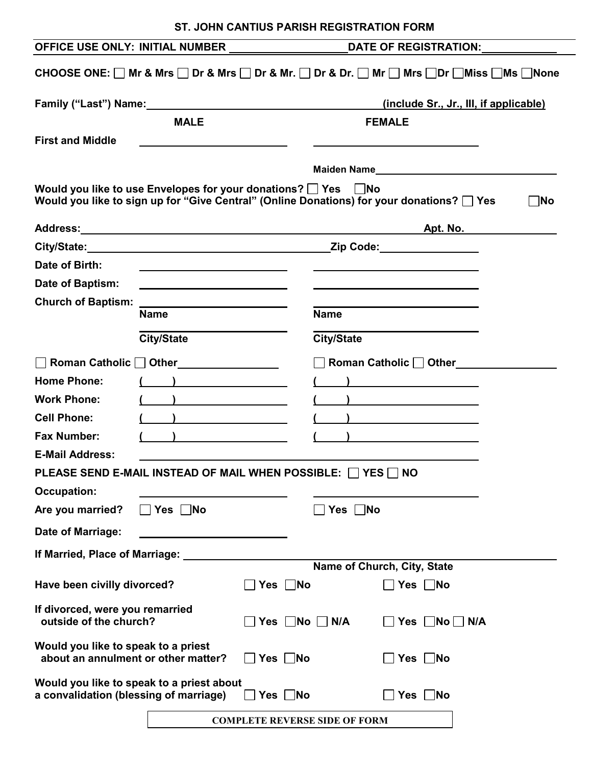# ST. JOHN CANTIUS PARISH REGISTRATION FORM

**OFFICE USE ONLY: INITIAL NUMBER ____________________ DATE OF REGISTRATION: ____________**

**CHOOSE ONE:** ☐ Mr & Mrs ☐ Dr & Mrs ☐ Dr & Mr. ☐ Dr & Dr. ☐ Mr ☐ Mrs ☐ Dr ☐ Miss ☐ Ms ☐ None

**Family ("Last") Name:** ________________________________________ **(include Sr., Jr., III, if applicable)**

| | MALE | FEMALE |
|---|---|---|
| **First and Middle** | ____________________ | ____________________ |
| | | **Maiden Name** ____________________ |

**Would you like to use Envelopes for your donations?** ☐ Yes ☐ No

**Would you like to sign up for "Give Central" (Online Donations) for your donations?** ☐ Yes ☐ No

**Address:** ________________________________________ **Apt. No.** ____________

**City/State:** ________________________________ **Zip Code:** ________________

| | MALE | FEMALE |
|---|---|---|
| **Date of Birth:** | ____________________ | ____________________ |
| **Date of Baptism:** | ____________________ | ____________________ |
| **Church of Baptism:** | ____________________ **Name** | ____________________ **Name** |
| | ____________________ **City/State** | ____________________ **City/State** |
| | ☐ Roman Catholic ☐ Other ____________ | ☐ Roman Catholic ☐ Other ____________ |
| **Home Phone:** | ( ) ____________ | ( ) ____________ |
| **Work Phone:** | ( ) ____________ | ( ) ____________ |
| **Cell Phone:** | ( ) ____________ | ( ) ____________ |
| **Fax Number:** | ( ) ____________ | ( ) ____________ |

**E-Mail Address:** ________________________________________

**PLEASE SEND E-MAIL INSTEAD OF MAIL WHEN POSSIBLE:** ☐ YES ☐ NO

| | MALE | FEMALE |
|---|---|---|
| **Occupation:** | ____________________ | ____________________ |
| **Are you married?** | ☐ Yes ☐ No | ☐ Yes ☐ No |
| **Date of Marriage:** | ____________________ | |

**If Married, Place of Marriage:** ________________________________________
**Name of Church, City, State**

| | MALE | FEMALE |
|---|---|---|
| **Have been civilly divorced?** | ☐ Yes ☐ No | ☐ Yes ☐ No |
| **If divorced, were you remarried outside of the church?** | ☐ Yes ☐ No ☐ N/A | ☐ Yes ☐ No ☐ N/A |
| **Would you like to speak to a priest about an annulment or other matter?** | ☐ Yes ☐ No | ☐ Yes ☐ No |
| **Would you like to speak to a priest about a convalidation (blessing of marriage)** | ☐ Yes ☐ No | ☐ Yes ☐ No |

**COMPLETE REVERSE SIDE OF FORM**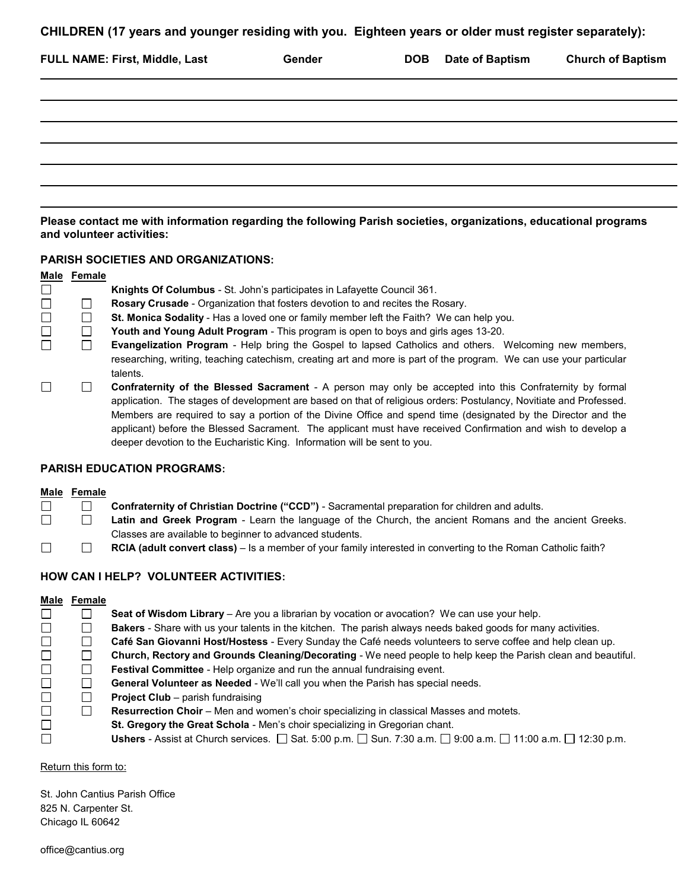**CHILDREN (17 years and younger residing with you. Eighteen years or older must register separately):**

| FULL NAME: First, Middle, Last | Gender | DOB | Date of Baptism | Church of Baptism |
| --- | --- | --- | --- | --- |
| | | | | |
| | | | | |
| | | | | |
| | | | | |
| | | | | |
| | | | | |

**Please contact me with information regarding the following Parish societies, organizations, educational programs and volunteer activities:**

### PARISH SOCIETIES AND ORGANIZATIONS:

| Male | Female | |
| --- | --- | --- |
| ☐ | | **Knights Of Columbus** - St. John's participates in Lafayette Council 361. |
| ☐ | ☐ | **Rosary Crusade** - Organization that fosters devotion to and recites the Rosary. |
| ☐ | ☐ | **St. Monica Sodality** - Has a loved one or family member left the Faith? We can help you. |
| ☐ | ☐ | **Youth and Young Adult Program** - This program is open to boys and girls ages 13-20. |
| ☐ | ☐ | **Evangelization Program** - Help bring the Gospel to lapsed Catholics and others. Welcoming new members, researching, writing, teaching catechism, creating art and more is part of the program. We can use your particular talents. |
| ☐ | ☐ | **Confraternity of the Blessed Sacrament** - A person may only be accepted into this Confraternity by formal application. The stages of development are based on that of religious orders: Postulancy, Novitiate and Professed. Members are required to say a portion of the Divine Office and spend time (designated by the Director and the applicant) before the Blessed Sacrament. The applicant must have received Confirmation and wish to develop a deeper devotion to the Eucharistic King. Information will be sent to you. |

### PARISH EDUCATION PROGRAMS:

| Male | Female | |
| --- | --- | --- |
| ☐ | ☐ | **Confraternity of Christian Doctrine ("CCD")** - Sacramental preparation for children and adults. |
| ☐ | ☐ | **Latin and Greek Program** - Learn the language of the Church, the ancient Romans and the ancient Greeks. Classes are available to beginner to advanced students. |
| ☐ | ☐ | **RCIA (adult convert class)** – Is a member of your family interested in converting to the Roman Catholic faith? |

### HOW CAN I HELP? VOLUNTEER ACTIVITIES:

| Male | Female | |
| --- | --- | --- |
| ☐ | ☐ | **Seat of Wisdom Library** – Are you a librarian by vocation or avocation? We can use your help. |
| ☐ | ☐ | **Bakers** - Share with us your talents in the kitchen. The parish always needs baked goods for many activities. |
| ☐ | ☐ | **Café San Giovanni Host/Hostess** - Every Sunday the Café needs volunteers to serve coffee and help clean up. |
| ☐ | ☐ | **Church, Rectory and Grounds Cleaning/Decorating** - We need people to help keep the Parish clean and beautiful. |
| ☐ | ☐ | **Festival Committee** - Help organize and run the annual fundraising event. |
| ☐ | ☐ | **General Volunteer as Needed** - We'll call you when the Parish has special needs. |
| ☐ | ☐ | **Project Club** – parish fundraising |
| ☐ | ☐ | **Resurrection Choir** – Men and women's choir specializing in classical Masses and motets. |
| ☐ | | **St. Gregory the Great Schola** - Men's choir specializing in Gregorian chant. |
| ☐ | | **Ushers** - Assist at Church services. ☐ Sat. 5:00 p.m. ☐ Sun. 7:30 a.m. ☐ 9:00 a.m. ☐ 11:00 a.m. ☐ 12:30 p.m. |

Return this form to:

St. John Cantius Parish Office
825 N. Carpenter St.
Chicago IL 60642

office@cantius.org